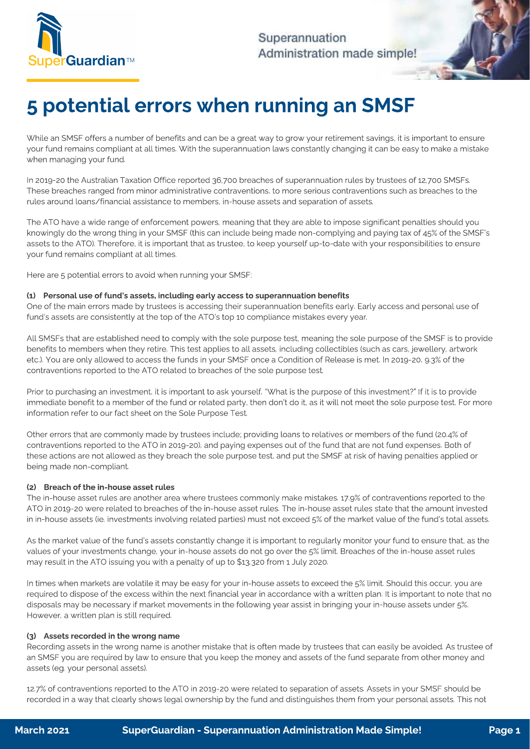# 5 potential errors when running an SMSF

While an SMSF offers a number of benefits and can be a great way to grow your retirement savings, it is important to ensure your fund remains compliant at all times. With the superannuation laws constantly changing it can be easy to make a mistake when managing your fund.

In 2019-20 the Australian Taxation Office reported 36,700 breaches of superannuation rules by trustees of 12,700 SMSFs. These breaches ranged from minor administrative contraventions, to more serious contraventions such as breaches to the rules around loans/financial assistance to members, in-house assets and separation of assets.

The ATO have a wide range of enforcement powers, meaning that they are able to impose significant penalties should you knowingly do the wrong thing in your SMSF (this can include being made non-complying and paying tax of 45% of the SMSF's assets to the ATO). Therefore, it is important that as trustee, to keep yourself up-to-date with your responsibilities to ensure your fund remains compliant at all times.

Here are 5 potential errors to avoid when running your SMSF:

#### (1) Personal use of fund's assets, including early access to superannuation benefits

One of the main errors made by trustees is accessing their superannuation benefits early. Early access and personal use of fund's assets are consistently at the top of the ATO's top 10 compliance mistakes every year.

All SMSFs that are established need to comply with the sole purpose test, meaning the sole purpose of the SMSF is to provide benefits to members when they retire. This test applies to all assets, including collectibles (such as cars, jewellery, artwork etc.). You are only allowed to access the funds in your SMSF once a Condition of Release is met. In 2019-20, 9.3% of the contraventions reported to the ATO related to breaches of the sole purpose test.

Prior to purchasing an investment, it is important to ask yourself, "What is the purpose of this investment?" If it is to provide immediate benefit to a member of the fund or related party, then don't do it, as it will not meet the sole purpose test. For more information refer to our fact sheet on the Sole Purpose Test.

Other errors that are commonly made by trustees include; providing loans to relatives or members of the fund (20.4% of contraventions reported to the ATO in 2019-20), and paying expenses out of the fund that are not fund expenses. Both of these actions are not allowed as they breach the sole purpose test, and put the SMSF at risk of having penalties applied or being made non-compliant.

#### (2) Breach of the in-house asset rules

The in-house asset rules are another area where trustees commonly make mistakes. 17.9% of contraventions reported to the ATO in 2019-20 were related to breaches of the in-house asset rules. The in-house asset rules state that the amount invested in in-house assets (ie. investments involving related parties) must not exceed 5% of the market value of the fund's total assets.

As the market value of the fund's assets constantly change it is important to regularly monitor your fund to ensure that, as the values of your investments change, your in-house assets do not go over the 5% limit. Breaches of the in-house asset rules may result in the ATO issuing you with a penalty of up to $13,320 from 1 July 2020.

In times when markets are volatile it may be easy for your in-house assets to exceed the 5% limit. Should this occur, you are required to dispose of the excess within the next financial year in accordance with a written plan. It is important to note that no disposals may be necessary if market movements in the following year assist in bringing your in-house assets under 5%. However, a written plan is still required.

#### (3) Assets recorded in the wrong name

Recording assets in the wrong name is another mistake that is often made by trustees that can easily be avoided. As trustee of an SMSF you are required by law to ensure that you keep the money and assets of the fund separate from other money and assets (eg. your personal assets).

12.7% of contraventions reported to the ATO in 2019-20 were related to separation of assets. Assets in your SMSF should be recorded in a way that clearly shows legal ownership by the fund and distinguishes them from your personal assets. This not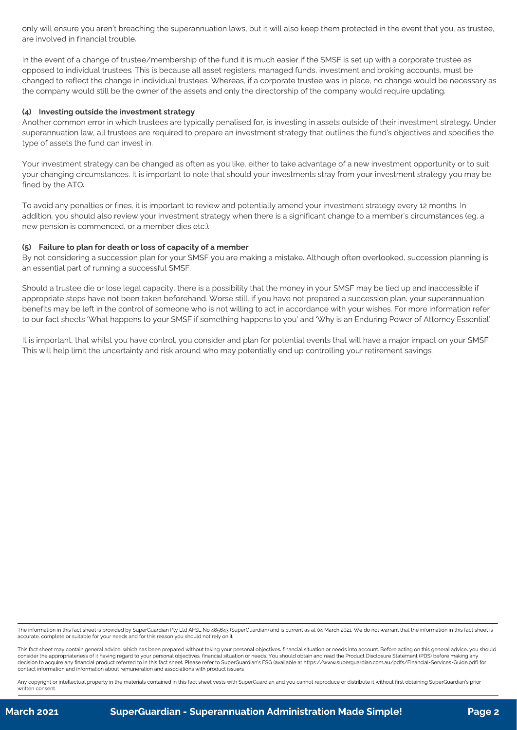only will ensure you aren't breaching the superannuation laws, but it will also keep them protected in the event that you, as trustee, are involved in financial trouble.

In the event of a change of trustee/membership of the fund it is much easier if the SMSF is set up with a corporate trustee as opposed to individual trustees. This is because all asset registers, managed funds, investment and broking accounts, must be changed to reflect the change in individual trustees. Whereas, if a corporate trustee was in place, no change would be necessary as the company would still be the owner of the assets and only the directorship of the company would require updating.

### (4) Investing outside the investment strategy

Another common error in which trustees are typically penalised for, is investing in assets outside of their investment strategy. Under superannuation law, all trustees are required to prepare an investment strategy that outlines the fund's objectives and specifies the type of assets the fund can invest in.

Your investment strategy can be changed as often as you like, either to take advantage of a new investment opportunity or to suit your changing circumstances. It is important to note that should your investments stray from your investment strategy you may be fined by the ATO.

To avoid any penalties or fines, it is important to review and potentially amend your investment strategy every 12 months. In addition, you should also review your investment strategy when there is a significant change to a member's circumstances (eg. a new pension is commenced, or a member dies etc.).

### (5) Failure to plan for death or loss of capacity of a member

By not considering a succession plan for your SMSF you are making a mistake. Although often overlooked, succession planning is an essential part of running a successful SMSF.

Should a trustee die or lose legal capacity, there is a possibility that the money in your SMSF may be tied up and inaccessible if appropriate steps have not been taken beforehand. Worse still, if you have not prepared a succession plan, your superannuation benefits may be left in the control of someone who is not willing to act in accordance with your wishes. For more information refer to our fact sheets 'What happens to your SMSF if something happens to you' and 'Why is an Enduring Power of Attorney Essential'.

It is important, that whilst you have control, you consider and plan for potential events that will have a major impact on your SMSF. This will help limit the uncertainty and risk around who may potentially end up controlling your retirement savings.

---

The information in this fact sheet is provided by SuperGuardian Pty Ltd AFSL No 485643 (SuperGuardian) and is current as at 04 March 2021. We do not warrant that the information in this fact sheet is accurate, complete or suitable for your needs and for this reason you should not rely on it.

This fact sheet may contain general advice, which has been prepared without taking your personal objectives, financial situation or needs into account. Before acting on this general advice, you should consider the appropriateness of it having regard to your personal objectives, financial situation or needs. You should obtain and read the Product Disclosure Statement (PDS) before making any decision to acquire any financial product referred to in this fact sheet. Please refer to SuperGuardian's FSG (available at https://www.superguardian.com.au/pdfs/Financial-Services-Guide.pdf) for contact information and information about remuneration and associations with product issuers.

Any copyright or intellectual property in the materials contained in this fact sheet vests with SuperGuardian and you cannot reproduce or distribute it without first obtaining SuperGuardian's prior written consent.